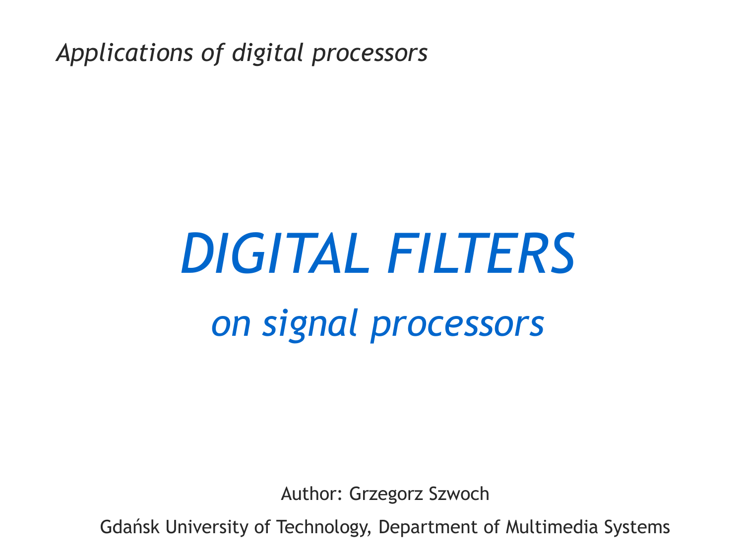*Applications of digital processors*

# *DIGITAL FILTERS*

## *on signal processors*

Author: Grzegorz Szwoch

Gdańsk University of Technology, Department of Multimedia Systems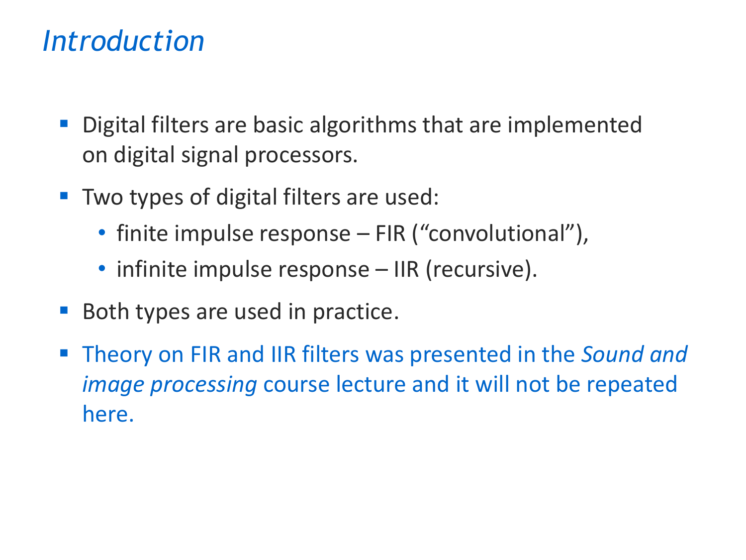# *Introduction*

- Digital filters are basic algorithms that are implemented on digital signal processors.
- Two types of digital filters are used:
  - finite impulse response – FIR ("convolutional"),
  - infinite impulse response – IIR (recursive).
- Both types are used in practice.
- Theory on FIR and IIR filters was presented in the *Sound and image processing* course lecture and it will not be repeated here.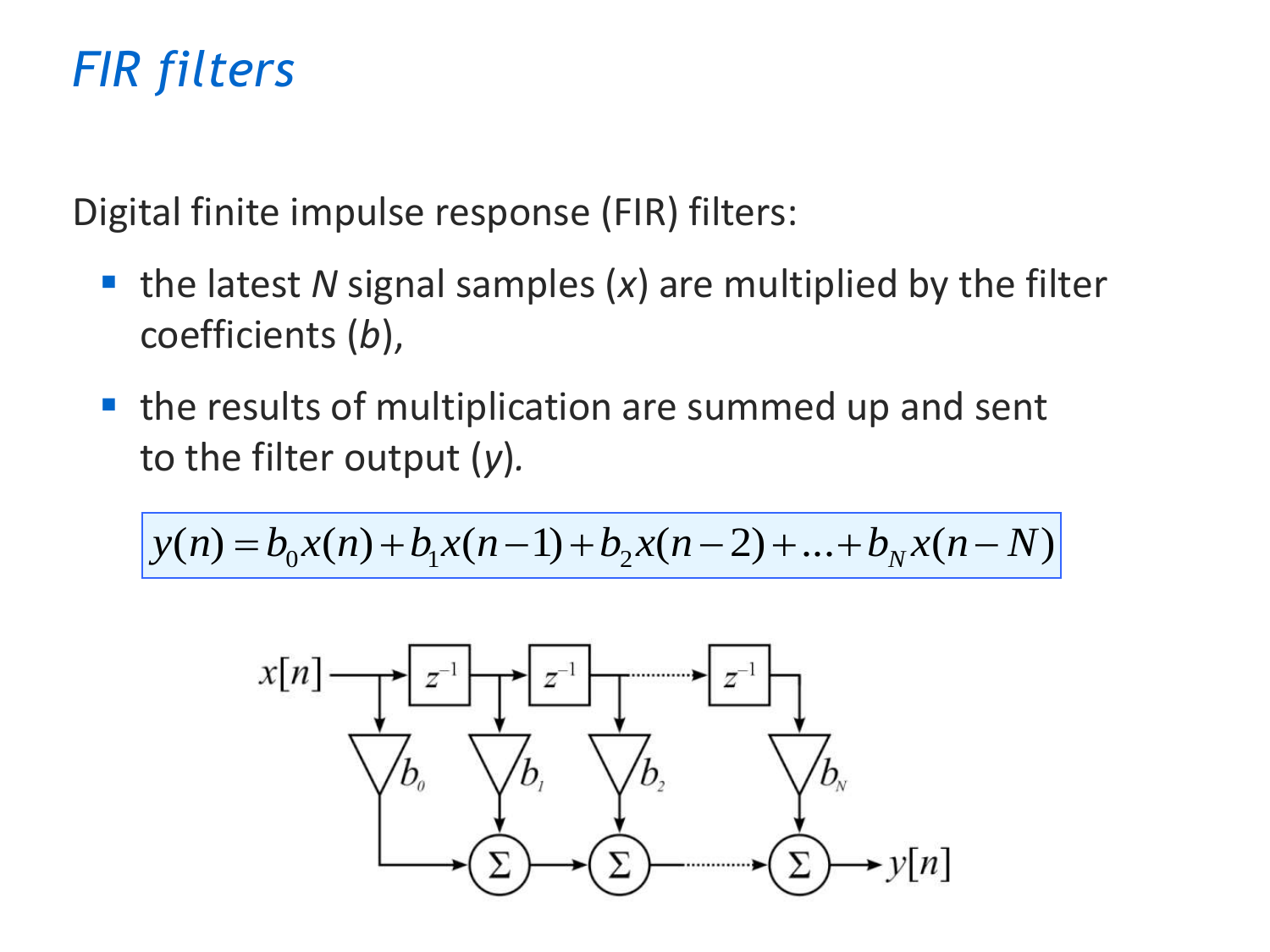# *FIR filters*

Digital finite impulse response (FIR) filters:

- the latest *N* signal samples (*x*) are multiplied by the filter coefficients (*b*),
- the results of multiplication are summed up and sent to the filter output (*y*).

$$y(n) = b_0 x(n) + b_1 x(n-1) + b_2 x(n-2) + \ldots + b_N x(n-N)$$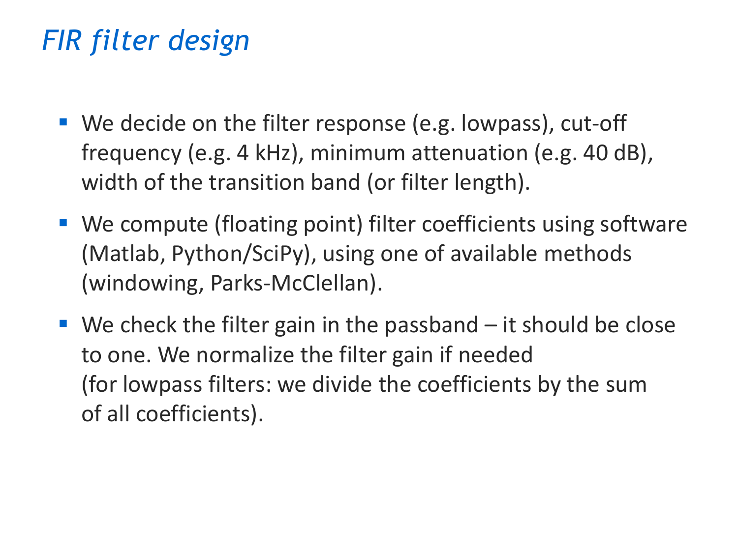# *FIR filter design*

- We decide on the filter response (e.g. lowpass), cut-off frequency (e.g. 4 kHz), minimum attenuation (e.g. 40 dB), width of the transition band (or filter length).
- We compute (floating point) filter coefficients using software (Matlab, Python/SciPy), using one of available methods (windowing, Parks-McClellan).
- We check the filter gain in the passband – it should be close to one. We normalize the filter gain if needed (for lowpass filters: we divide the coefficients by the sum of all coefficients).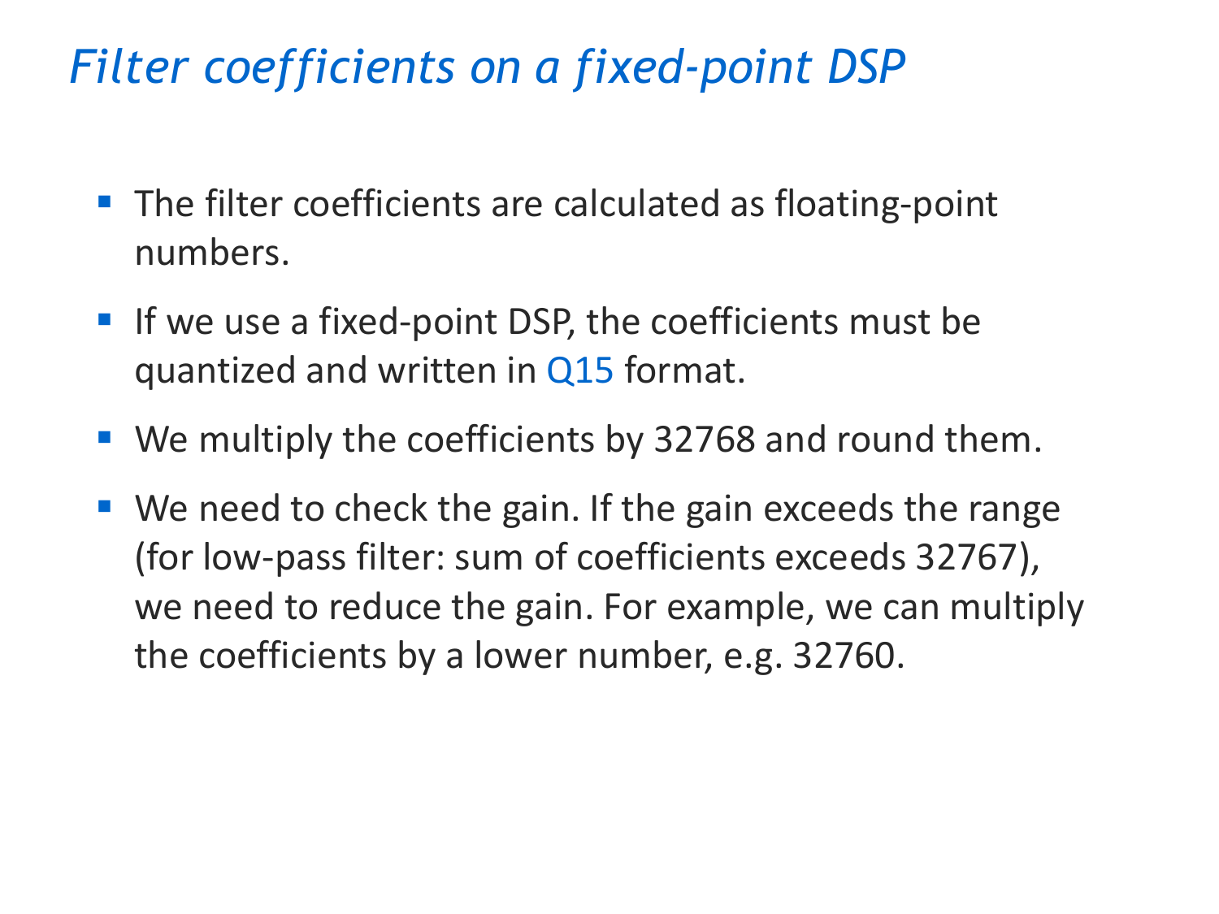# *Filter coefficients on a fixed-point DSP*

- The filter coefficients are calculated as floating-point numbers.
- If we use a fixed-point DSP, the coefficients must be quantized and written in Q15 format.
- We multiply the coefficients by 32768 and round them.
- We need to check the gain. If the gain exceeds the range (for low-pass filter: sum of coefficients exceeds 32767), we need to reduce the gain. For example, we can multiply the coefficients by a lower number, e.g. 32760.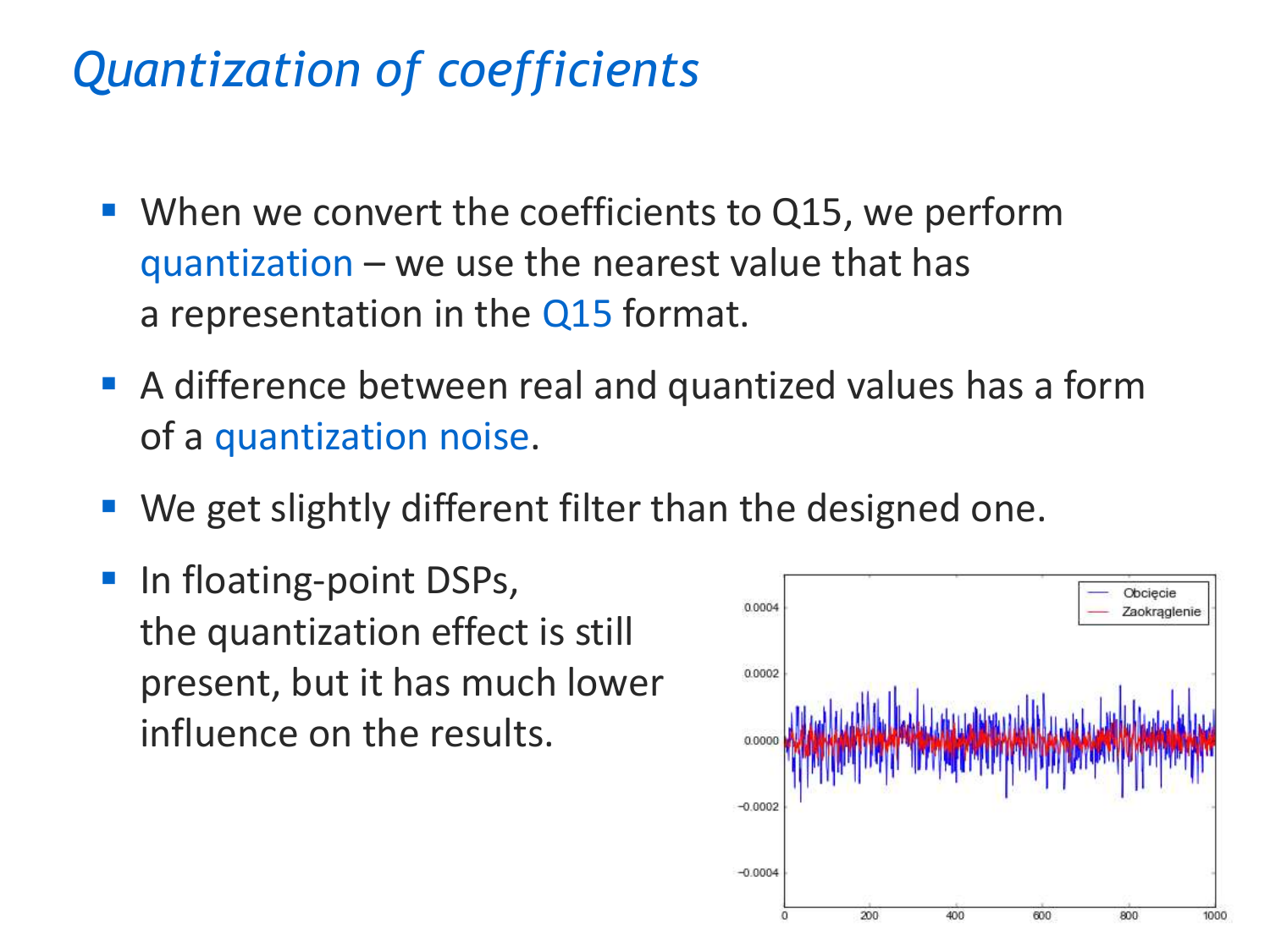# *Quantization of coefficients*

- When we convert the coefficients to Q15, we perform quantization – we use the nearest value that has a representation in the Q15 format.
- A difference between real and quantized values has a form of a quantization noise.
- We get slightly different filter than the designed one.
- In floating-point DSPs, the quantization effect is still present, but it has much lower influence on the results.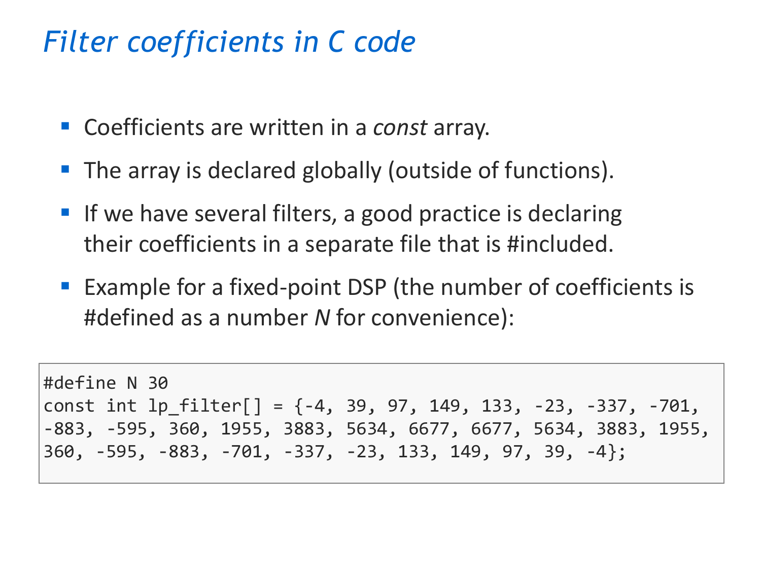# *Filter coefficients in C code*

- Coefficients are written in a *const* array.
- The array is declared globally (outside of functions).
- If we have several filters, a good practice is declaring their coefficients in a separate file that is #included.
- Example for a fixed-point DSP (the number of coefficients is #defined as a number *N* for convenience):

```
#define N 30
const int lp_filter[] = {-4, 39, 97, 149, 133, -23, -337, -701,
-883, -595, 360, 1955, 3883, 5634, 6677, 6677, 5634, 3883, 1955,
360, -595, -883, -701, -337, -23, 133, 149, 97, 39, -4};
```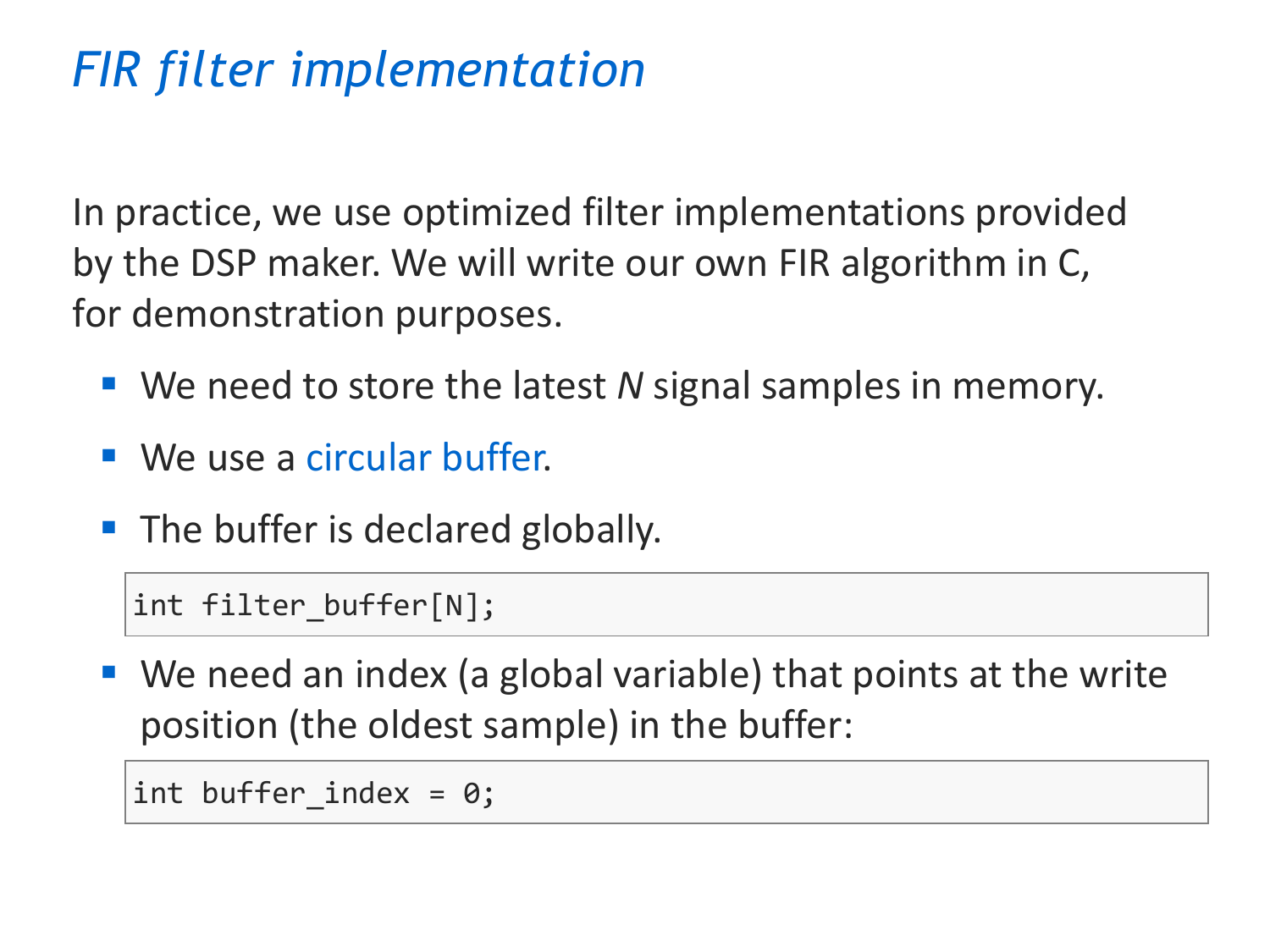# *FIR filter implementation*

In practice, we use optimized filter implementations provided by the DSP maker. We will write our own FIR algorithm in C, for demonstration purposes.

- We need to store the latest $N$ signal samples in memory.
- We use a circular buffer.
- The buffer is declared globally.

```
int filter_buffer[N];
```

- We need an index (a global variable) that points at the write position (the oldest sample) in the buffer:

```
int buffer_index = 0;
```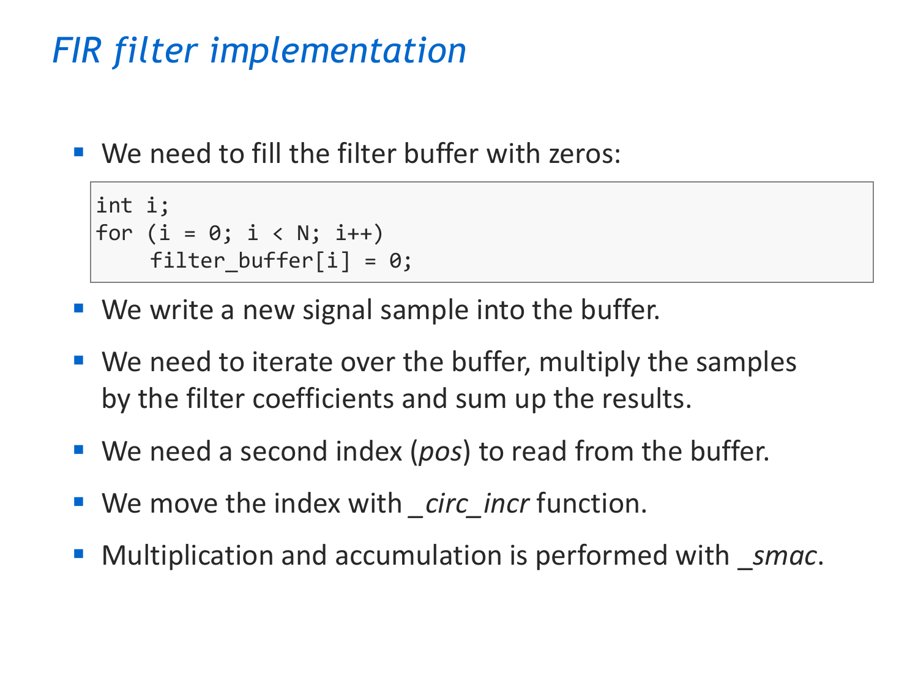# *FIR filter implementation*

- We need to fill the filter buffer with zeros:

```
int i;
for (i = 0; i < N; i++)
    filter_buffer[i] = 0;
```

- We write a new signal sample into the buffer.
- We need to iterate over the buffer, multiply the samples by the filter coefficients and sum up the results.
- We need a second index (*pos*) to read from the buffer.
- We move the index with *_circ_incr* function.
- Multiplication and accumulation is performed with *_smac*.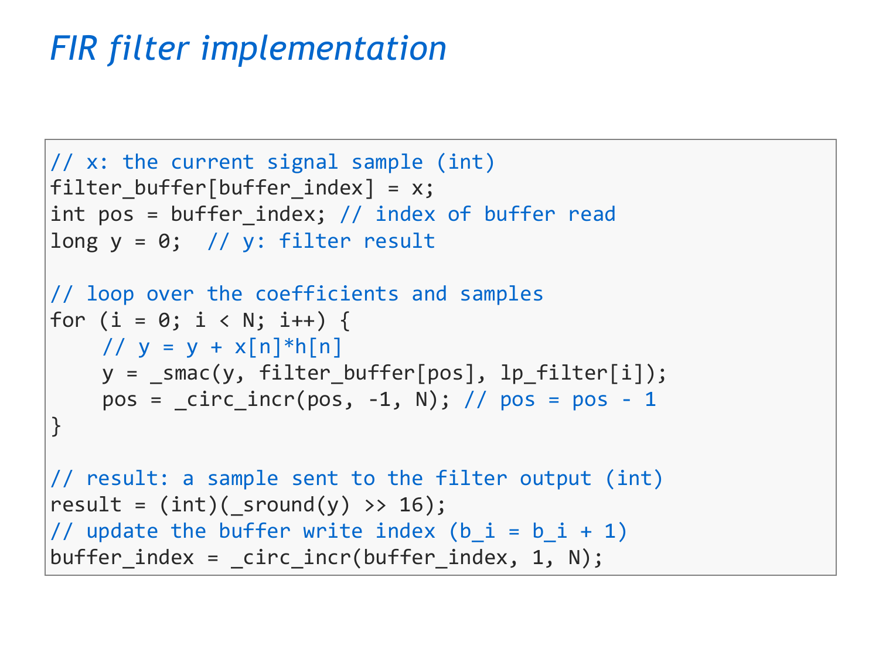# *FIR filter implementation*

```
// x: the current signal sample (int)
filter_buffer[buffer_index] = x;
int pos = buffer_index; // index of buffer read
long y = 0;  // y: filter result

// loop over the coefficients and samples
for (i = 0; i < N; i++) {
    // y = y + x[n]*h[n]
    y = _smac(y, filter_buffer[pos], lp_filter[i]);
    pos = _circ_incr(pos, -1, N); // pos = pos - 1
}

// result: a sample sent to the filter output (int)
result = (int)(_sround(y) >> 16);
// update the buffer write index (b_i = b_i + 1)
buffer_index = _circ_incr(buffer_index, 1, N);
```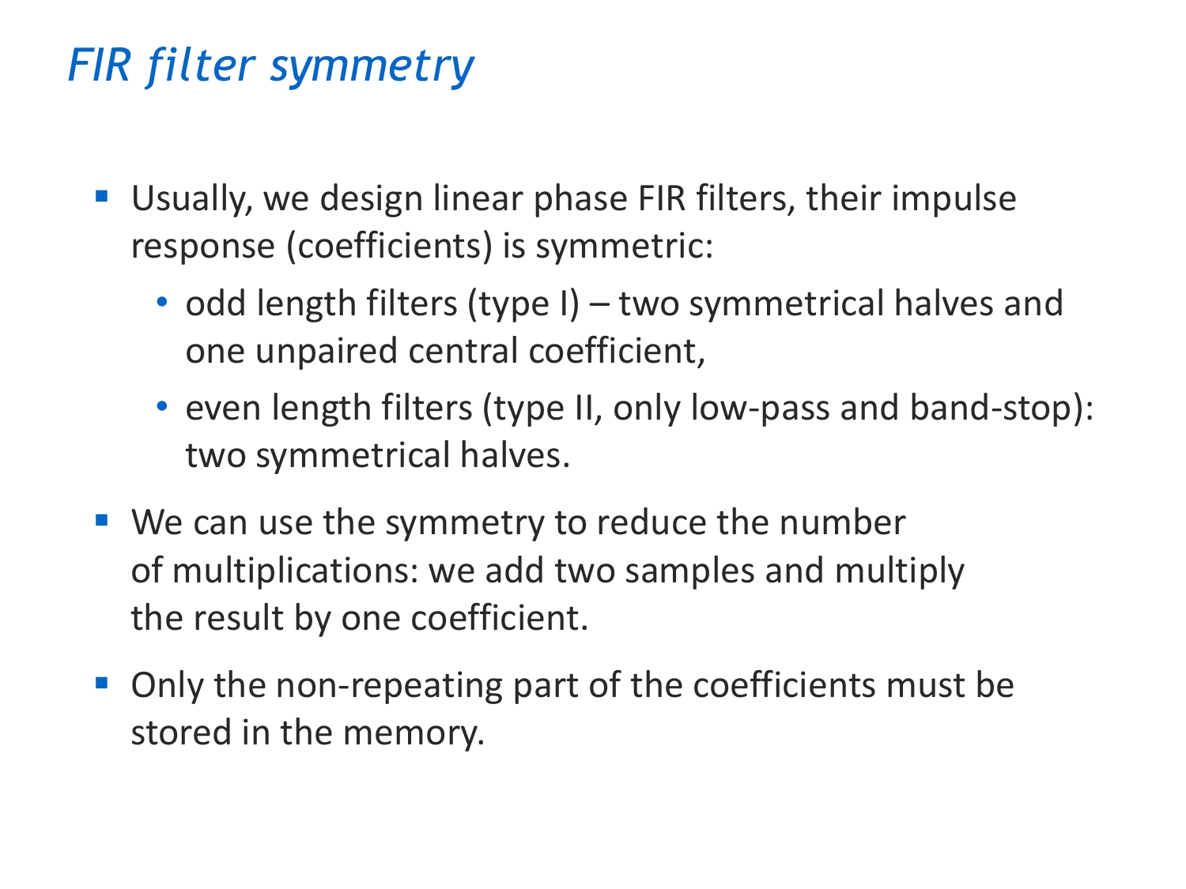# *FIR filter symmetry*

- Usually, we design linear phase FIR filters, their impulse response (coefficients) is symmetric:
  - odd length filters (type I) – two symmetrical halves and one unpaired central coefficient,
  - even length filters (type II, only low-pass and band-stop): two symmetrical halves.
- We can use the symmetry to reduce the number of multiplications: we add two samples and multiply the result by one coefficient.
- Only the non-repeating part of the coefficients must be stored in the memory.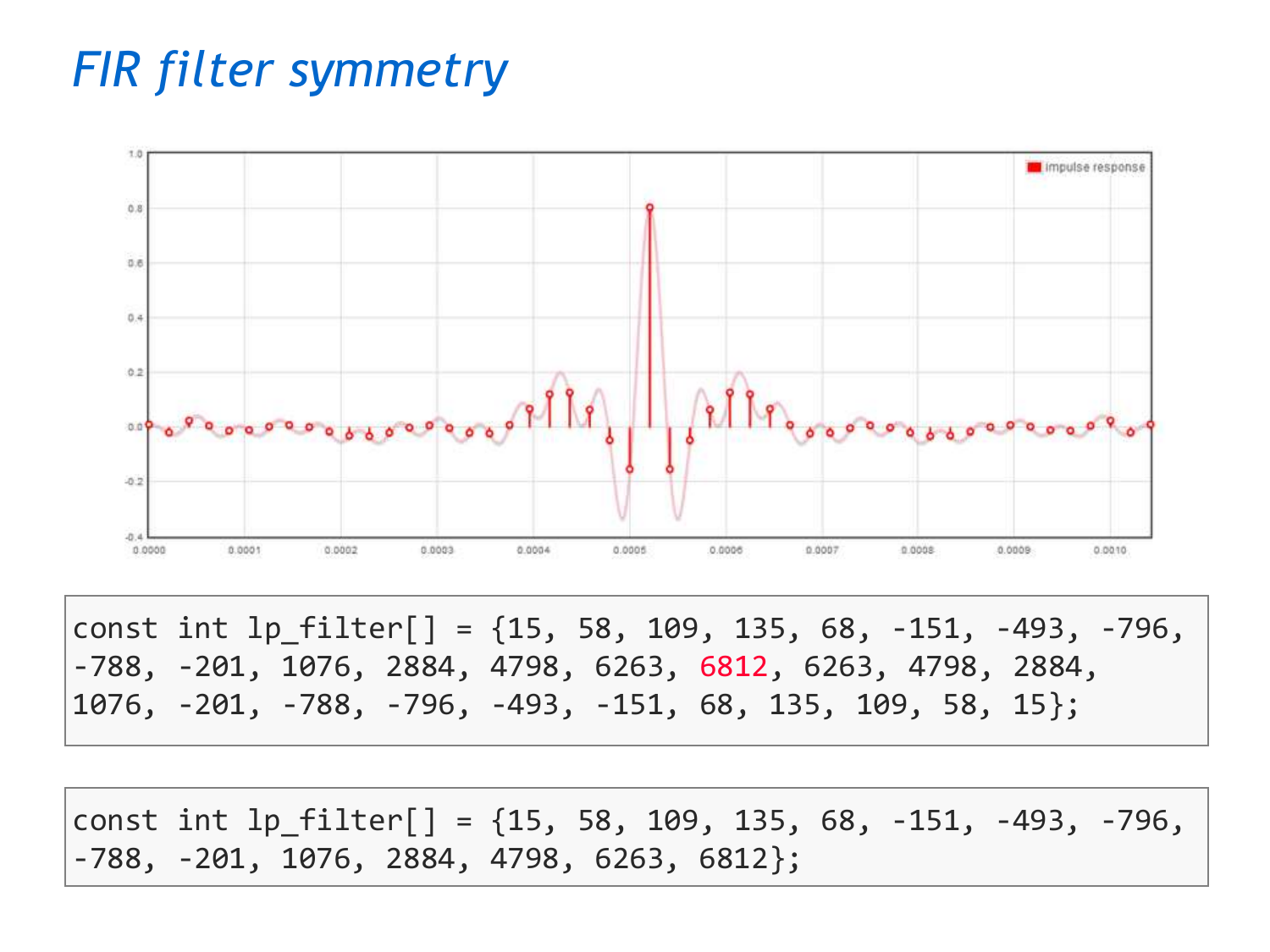# FIR filter symmetry

```
const int lp_filter[] = {15, 58, 109, 135, 68, -151, -493, -796,
-788, -201, 1076, 2884, 4798, 6263, 6812, 6263, 4798, 2884,
1076, -201, -788, -796, -493, -151, 68, 135, 109, 58, 15};
```

```
const int lp_filter[] = {15, 58, 109, 135, 68, -151, -493, -796,
-788, -201, 1076, 2884, 4798, 6263, 6812};
```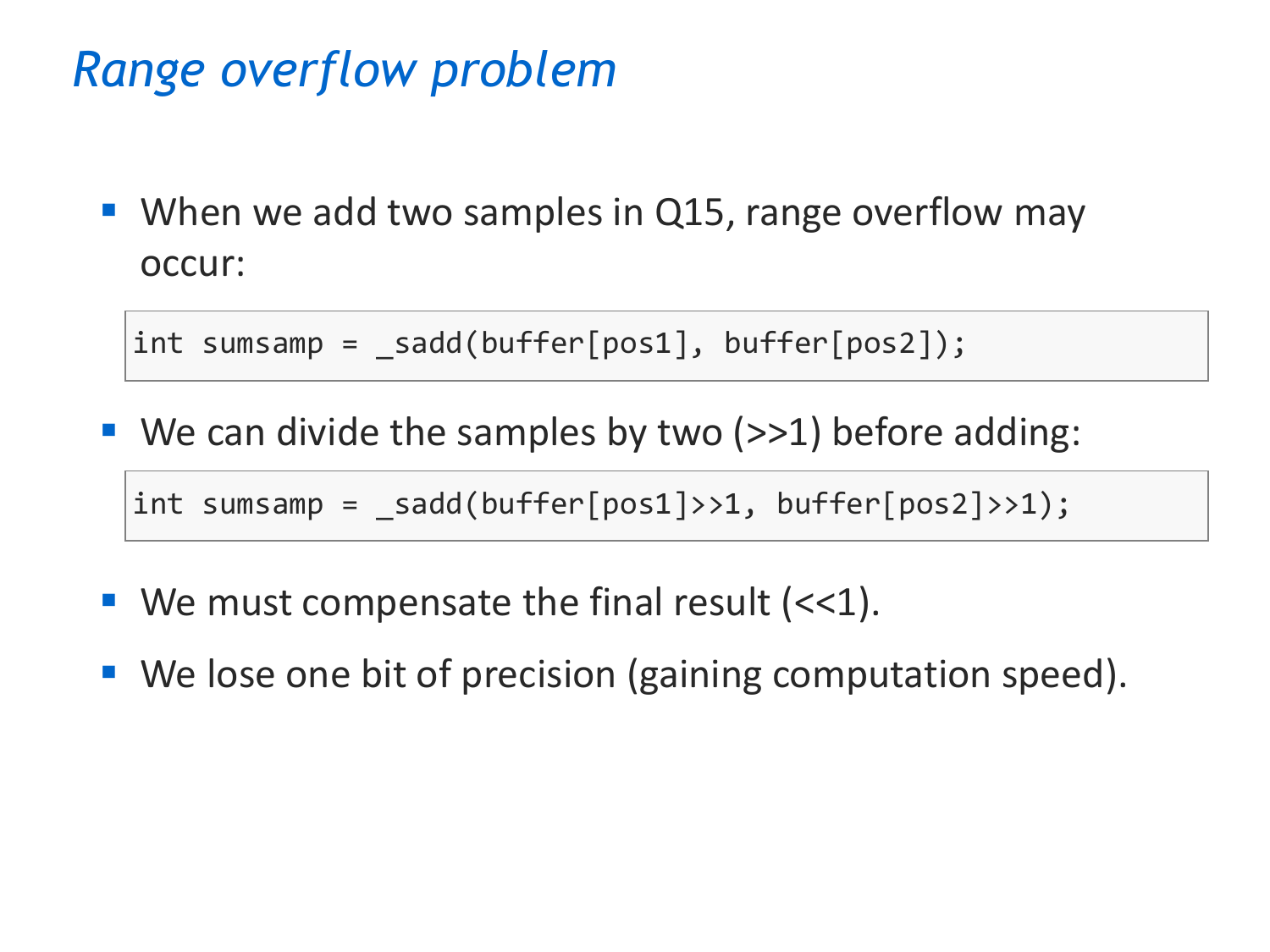# *Range overflow problem*

- When we add two samples in Q15, range overflow may occur:

```
int sumsamp = _sadd(buffer[pos1], buffer[pos2]);
```

- We can divide the samples by two (>>1) before adding:

```
int sumsamp = _sadd(buffer[pos1]>>1, buffer[pos2]>>1);
```

- We must compensate the final result (<<1).
- We lose one bit of precision (gaining computation speed).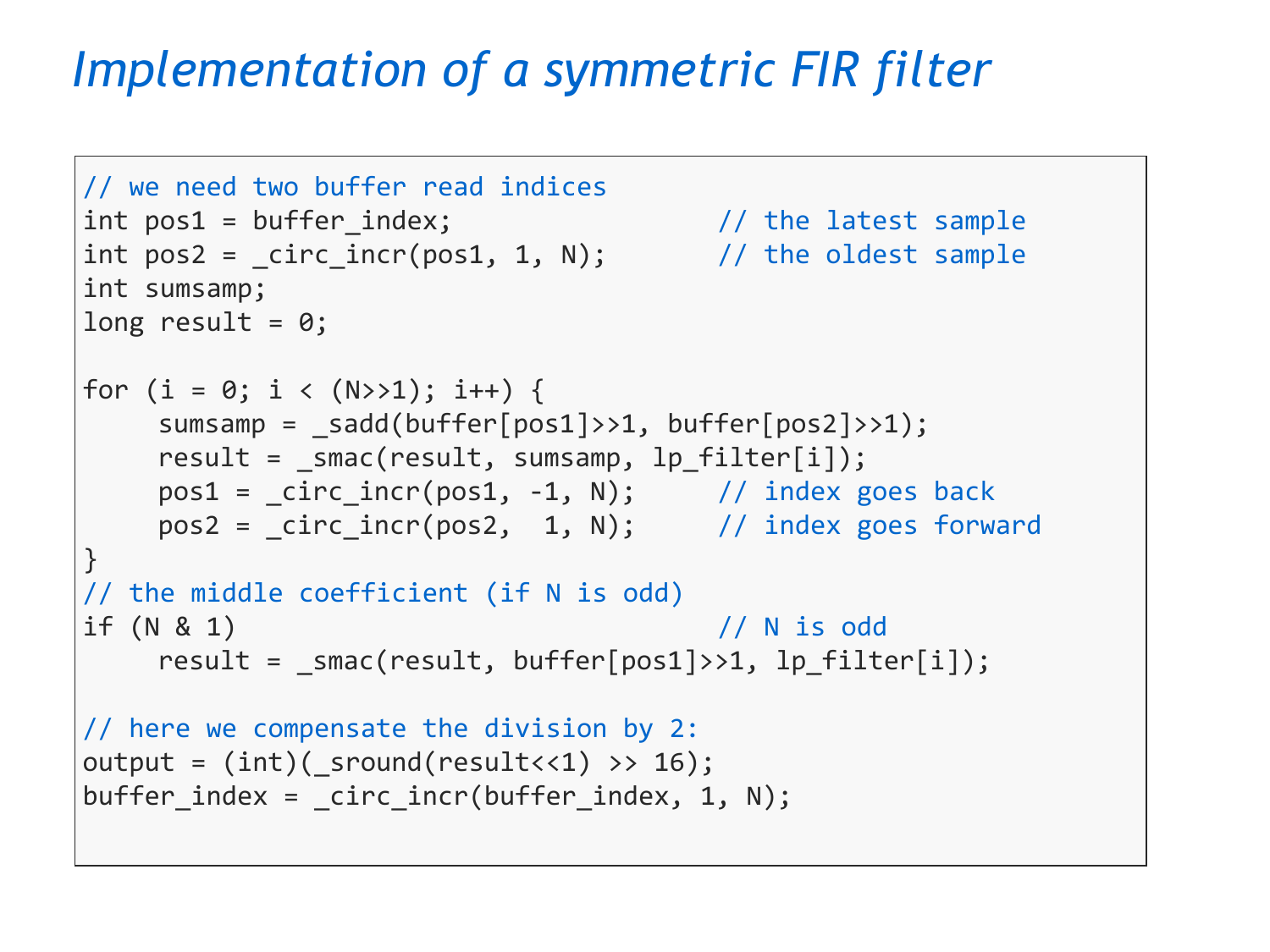# *Implementation of a symmetric FIR filter*

```
// we need two buffer read indices
int pos1 = buffer_index;                  // the latest sample
int pos2 = _circ_incr(pos1, 1, N);        // the oldest sample
int sumsamp;
long result = 0;

for (i = 0; i < (N>>1); i++) {
     sumsamp = _sadd(buffer[pos1]>>1, buffer[pos2]>>1);
     result = _smac(result, sumsamp, lp_filter[i]);
     pos1 = _circ_incr(pos1, -1, N);      // index goes back
     pos2 = _circ_incr(pos2,  1, N);      // index goes forward
}
// the middle coefficient (if N is odd)
if (N & 1)                                // N is odd
     result = _smac(result, buffer[pos1]>>1, lp_filter[i]);

// here we compensate the division by 2:
output = (int)(_sround(result<<1) >> 16);
buffer_index = _circ_incr(buffer_index, 1, N);
```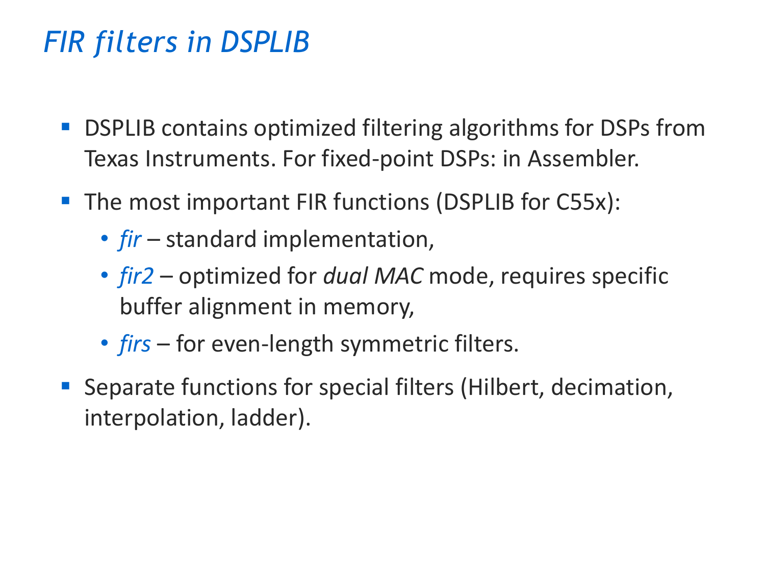# *FIR filters in DSPLIB*

- DSPLIB contains optimized filtering algorithms for DSPs from Texas Instruments. For fixed-point DSPs: in Assembler.
- The most important FIR functions (DSPLIB for C55x):
  - *fir* – standard implementation,
  - *fir2* – optimized for *dual MAC* mode, requires specific buffer alignment in memory,
  - *firs* – for even-length symmetric filters.
- Separate functions for special filters (Hilbert, decimation, interpolation, ladder).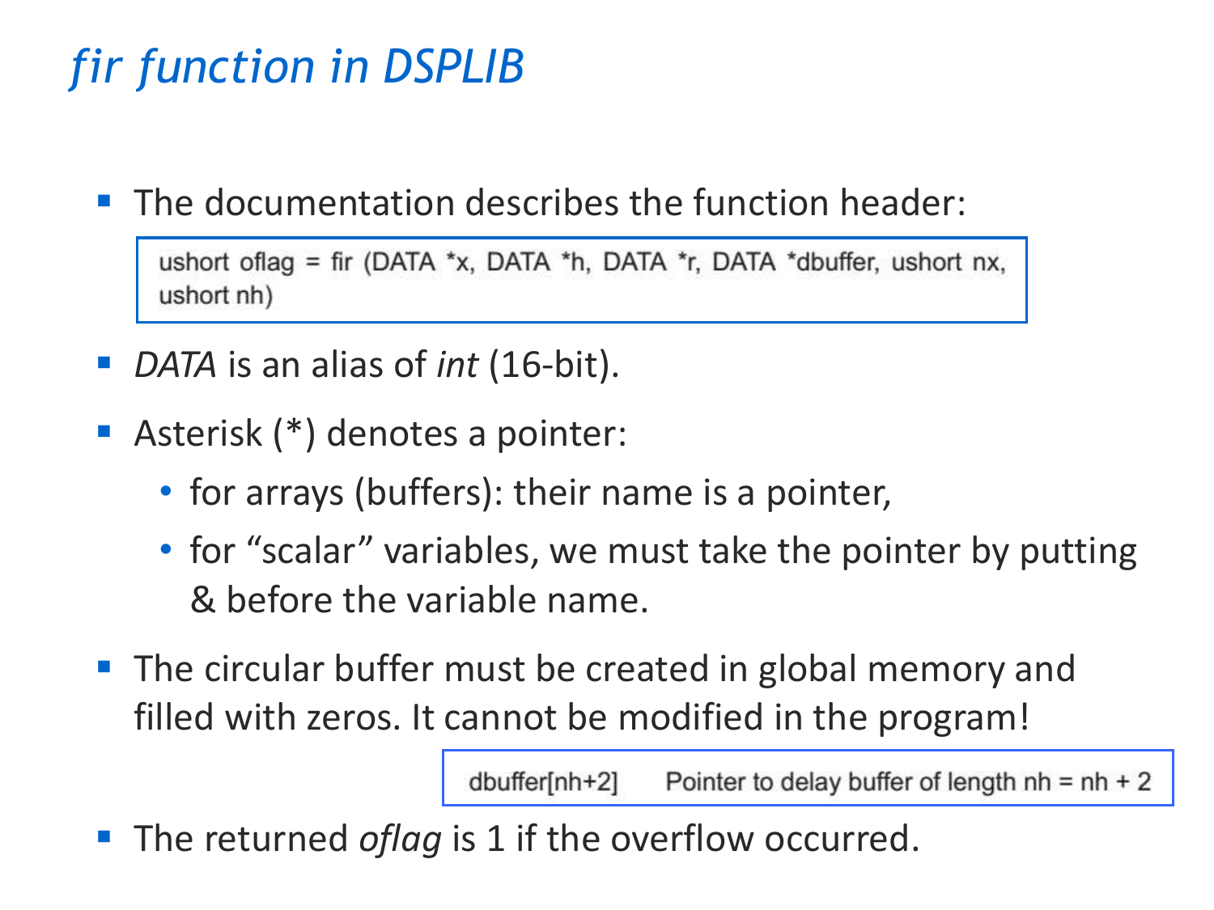# *fir function in DSPLIB*

- The documentation describes the function header:

```
ushort oflag = fir (DATA *x, DATA *h, DATA *r, DATA *dbuffer, ushort nx,
ushort nh)
```

- *DATA* is an alias of *int* (16-bit).
- Asterisk (*) denotes a pointer:
  - for arrays (buffers): their name is a pointer,
  - for "scalar" variables, we must take the pointer by putting & before the variable name.
- The circular buffer must be created in global memory and filled with zeros. It cannot be modified in the program!

```
dbuffer[nh+2]     Pointer to delay buffer of length nh = nh + 2
```

- The returned *oflag* is 1 if the overflow occurred.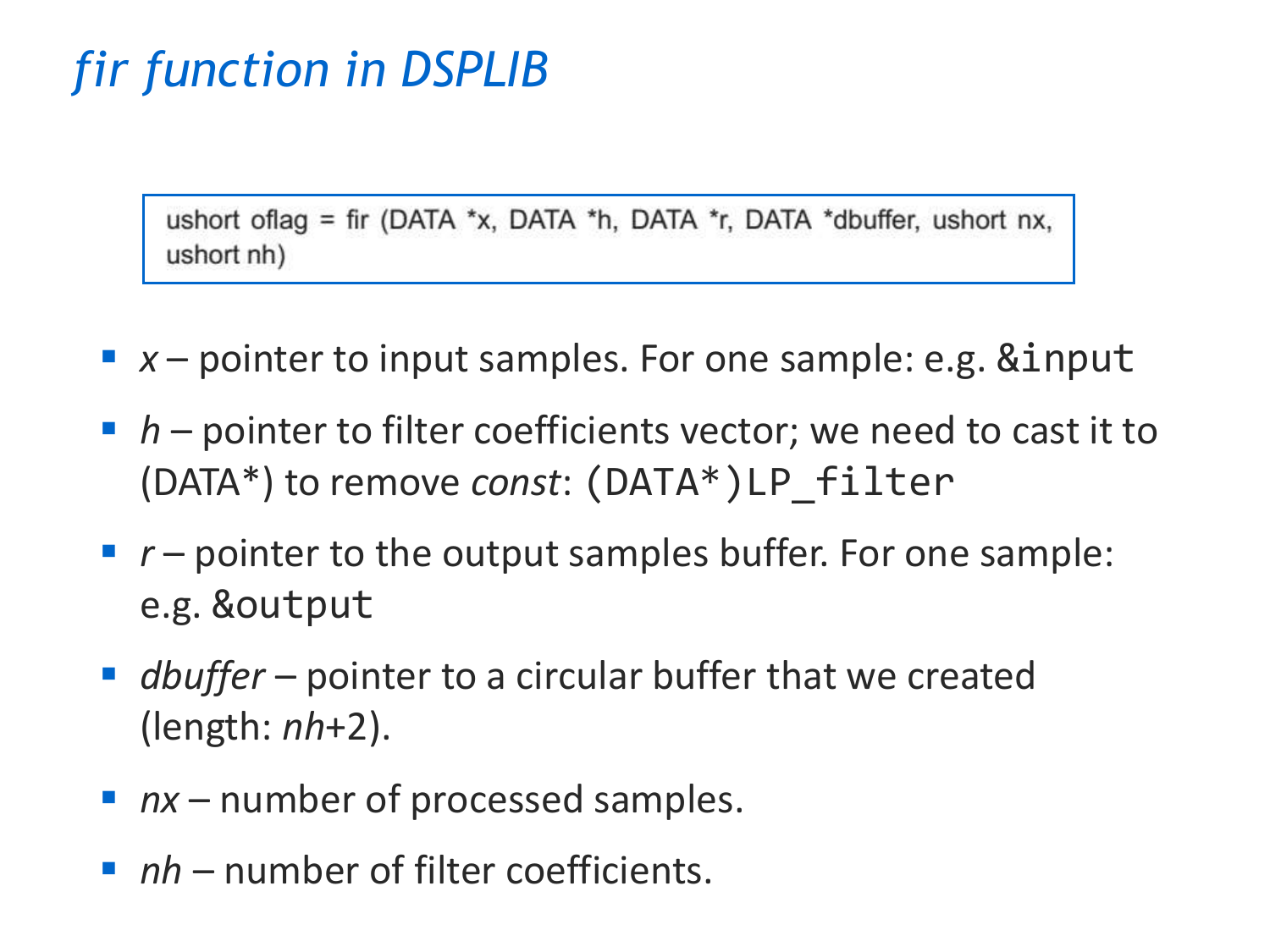# *fir function in DSPLIB*

```
ushort oflag = fir (DATA *x, DATA *h, DATA *r, DATA *dbuffer, ushort nx,
ushort nh)
```

- *x* – pointer to input samples. For one sample: e.g. `&input`
- *h* – pointer to filter coefficients vector; we need to cast it to (DATA*) to remove *const*: `(DATA*)LP_filter`
- *r* – pointer to the output samples buffer. For one sample: e.g. `&output`
- *dbuffer* – pointer to a circular buffer that we created (length: *nh*+2).
- *nx* – number of processed samples.
- *nh* – number of filter coefficients.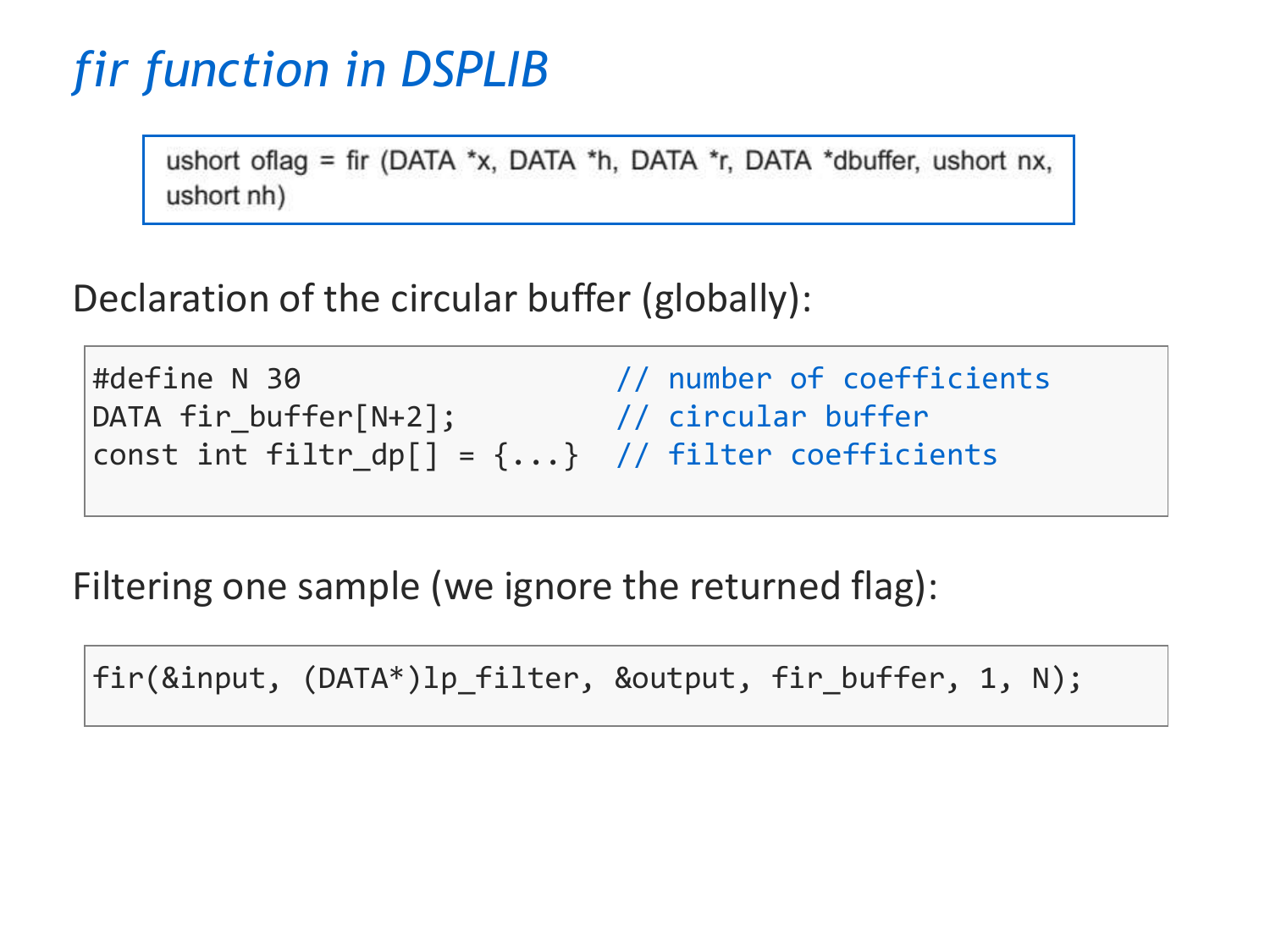# *fir function in DSPLIB*

```
ushort oflag = fir (DATA *x, DATA *h, DATA *r, DATA *dbuffer, ushort nx,
ushort nh)
```

Declaration of the circular buffer (globally):

```
#define N 30                     // number of coefficients
DATA fir_buffer[N+2];            // circular buffer
const int filtr_dp[] = {...}  // filter coefficients
```

Filtering one sample (we ignore the returned flag):

```
fir(&input, (DATA*)lp_filter, &output, fir_buffer, 1, N);
```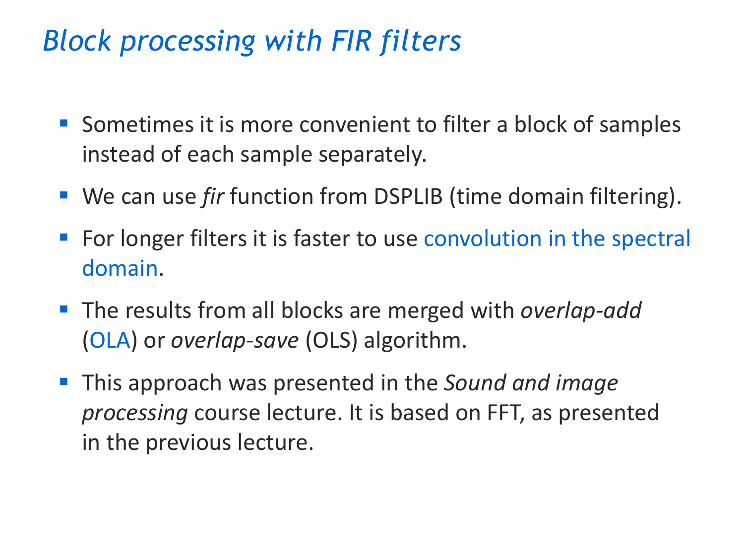# *Block processing with FIR filters*

- Sometimes it is more convenient to filter a block of samples instead of each sample separately.
- We can use *fir* function from DSPLIB (time domain filtering).
- For longer filters it is faster to use convolution in the spectral domain.
- The results from all blocks are merged with *overlap-add* (OLA) or *overlap-save* (OLS) algorithm.
- This approach was presented in the *Sound and image processing* course lecture. It is based on FFT, as presented in the previous lecture.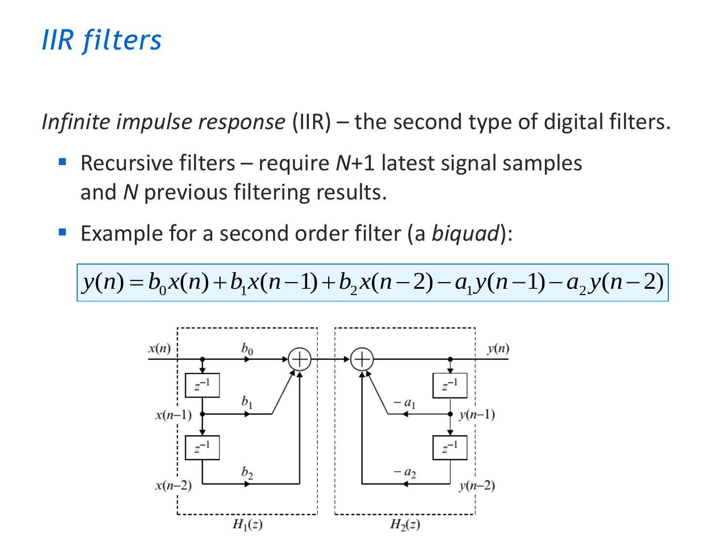# *IIR filters*

*Infinite impulse response* (IIR) – the second type of digital filters.

- Recursive filters – require $N$+1 latest signal samples and $N$ previous filtering results.
- Example for a second order filter (a *biquad*):

$$y(n) = b_0 x(n) + b_1 x(n-1) + b_2 x(n-2) - a_1 y(n-1) - a_2 y(n-2)$$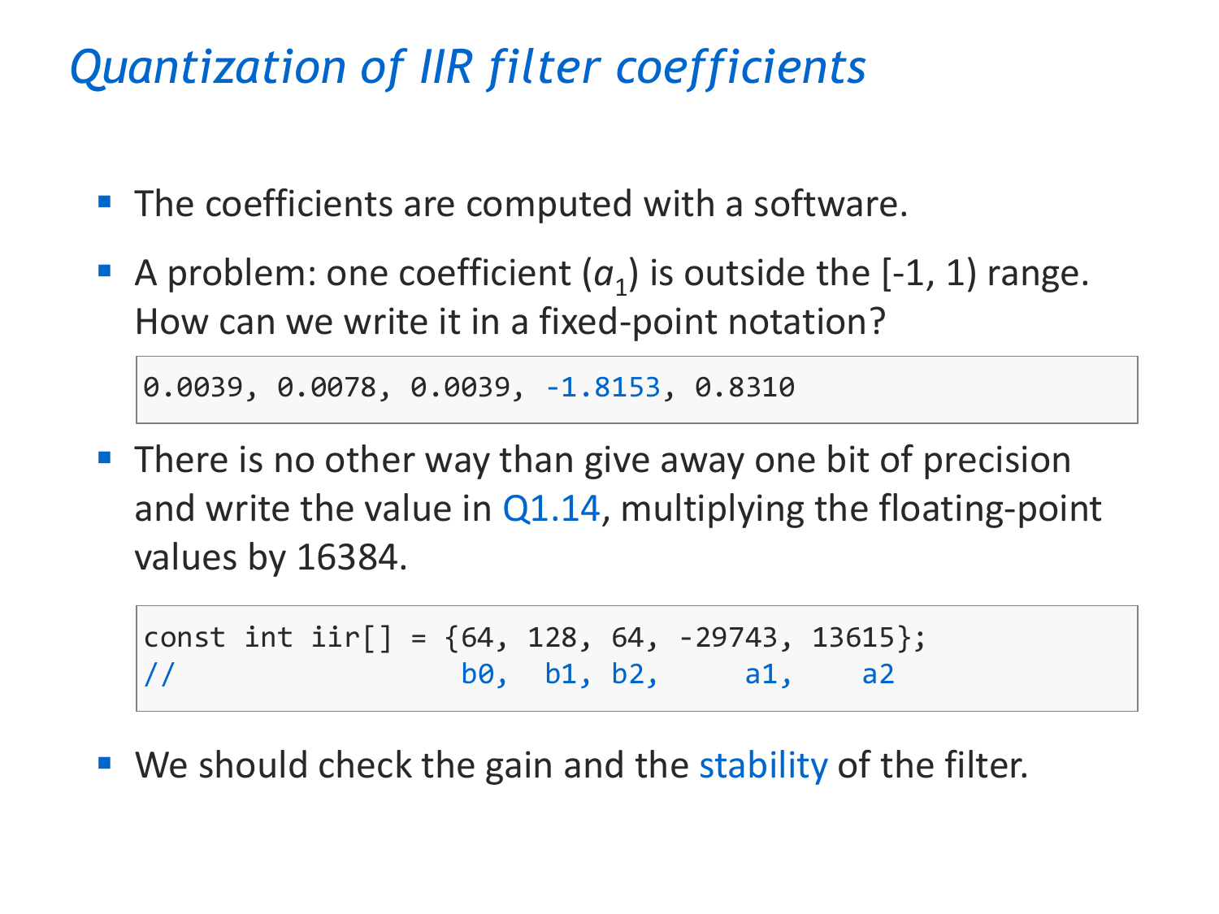# *Quantization of IIR filter coefficients*

- The coefficients are computed with a software.
- A problem: one coefficient ($a_1$) is outside the [-1, 1) range. How can we write it in a fixed-point notation?

```
0.0039, 0.0078, 0.0039, -1.8153, 0.8310
```

- There is no other way than give away one bit of precision and write the value in Q1.14, multiplying the floating-point values by 16384.

```
const int iir[] = {64, 128, 64, -29743, 13615};
//                 b0,  b1, b2,     a1,    a2
```

- We should check the gain and the stability of the filter.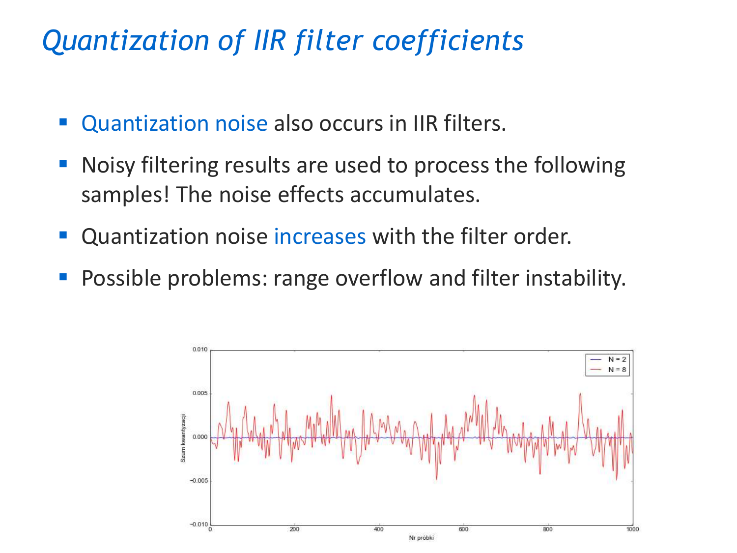# *Quantization of IIR filter coefficients*

- Quantization noise also occurs in IIR filters.
- Noisy filtering results are used to process the following samples! The noise effects accumulates.
- Quantization noise increases with the filter order.
- Possible problems: range overflow and filter instability.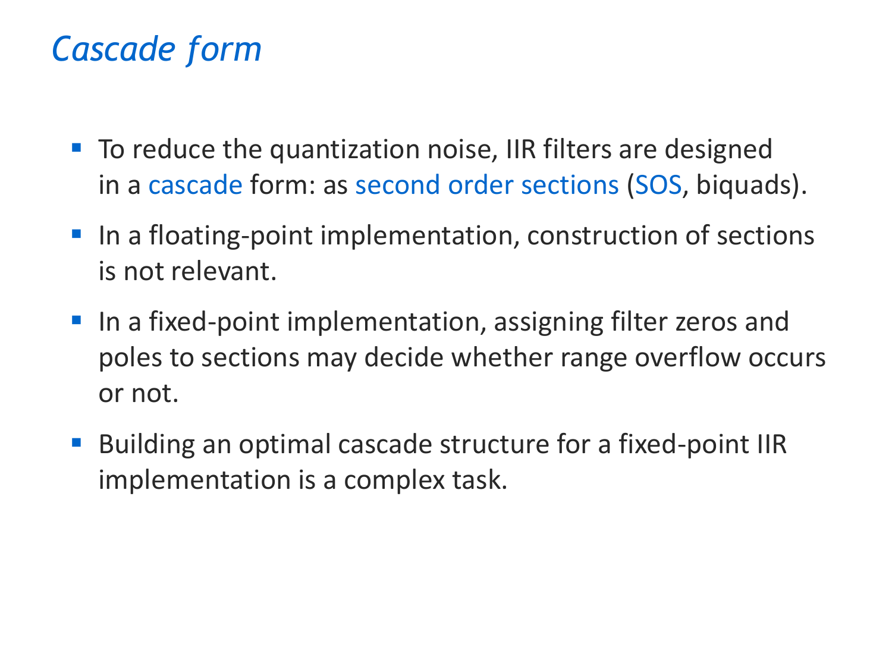# *Cascade form*

- To reduce the quantization noise, IIR filters are designed in a cascade form: as second order sections (SOS, biquads).
- In a floating-point implementation, construction of sections is not relevant.
- In a fixed-point implementation, assigning filter zeros and poles to sections may decide whether range overflow occurs or not.
- Building an optimal cascade structure for a fixed-point IIR implementation is a complex task.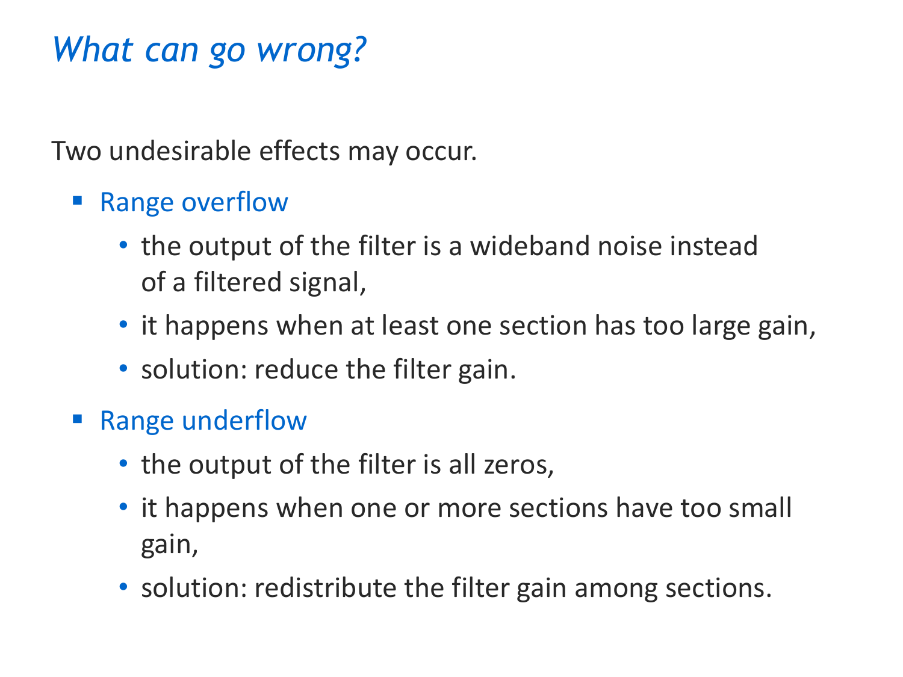## *What can go wrong?*

Two undesirable effects may occur.

- Range overflow
  - the output of the filter is a wideband noise instead of a filtered signal,
  - it happens when at least one section has too large gain,
  - solution: reduce the filter gain.
- Range underflow
  - the output of the filter is all zeros,
  - it happens when one or more sections have too small gain,
  - solution: redistribute the filter gain among sections.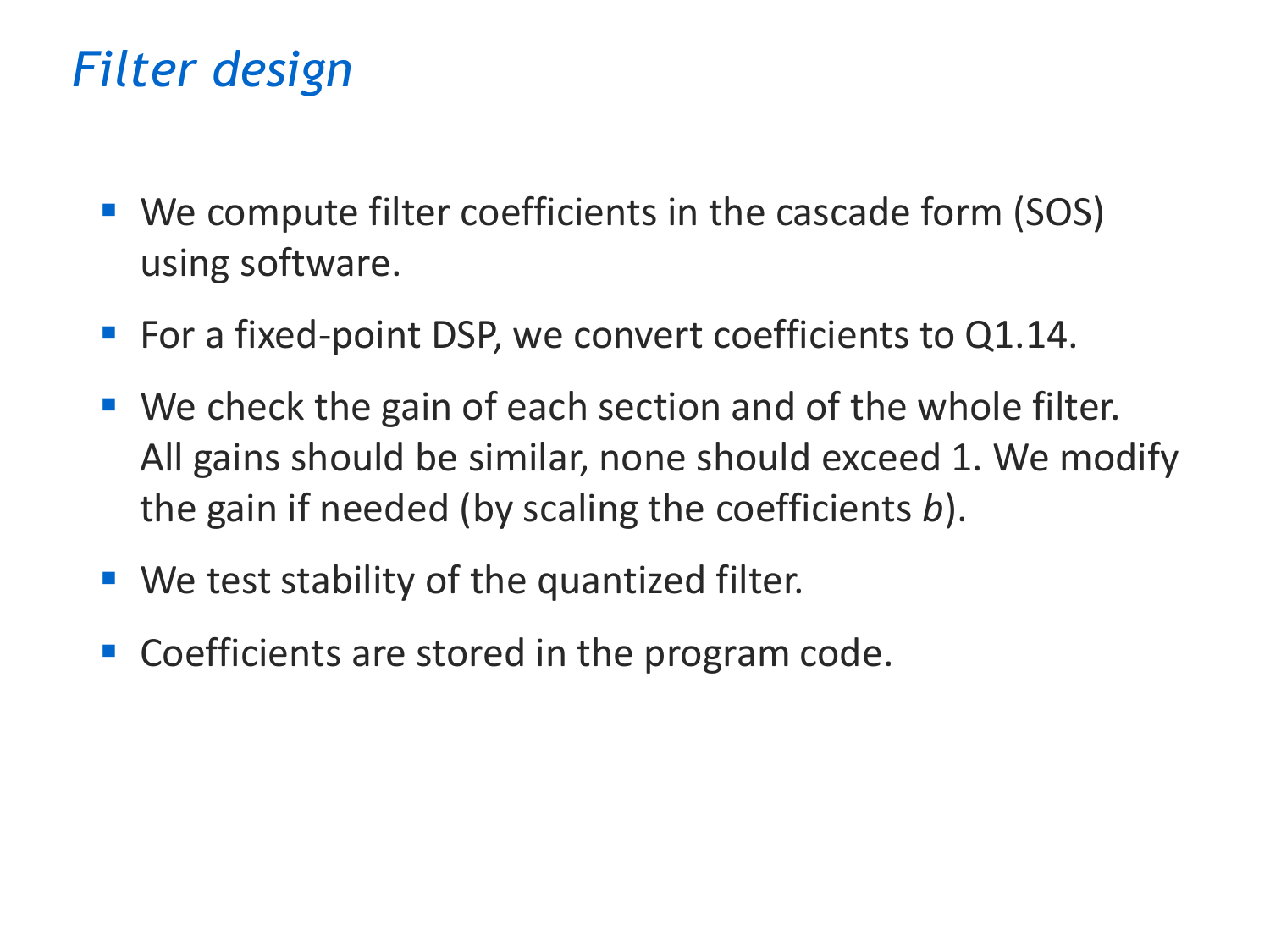# *Filter design*

- We compute filter coefficients in the cascade form (SOS) using software.
- For a fixed-point DSP, we convert coefficients to Q1.14.
- We check the gain of each section and of the whole filter. All gains should be similar, none should exceed 1. We modify the gain if needed (by scaling the coefficients *b*).
- We test stability of the quantized filter.
- Coefficients are stored in the program code.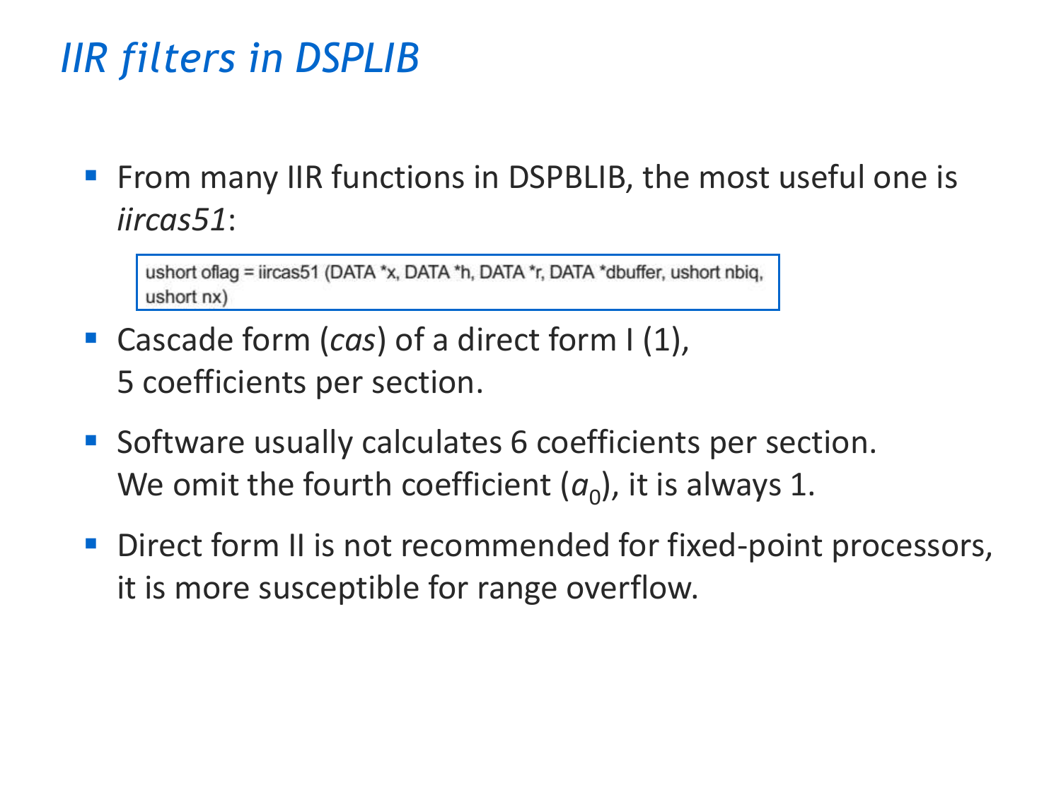# *IIR filters in DSPLIB*

- From many IIR functions in DSPBLIB, the most useful one is *iircas51*:

```
ushort oflag = iircas51 (DATA *x, DATA *h, DATA *r, DATA *dbuffer, ushort nbiq,
ushort nx)
```

- Cascade form (*cas*) of a direct form I (1),
  5 coefficients per section.
- Software usually calculates 6 coefficients per section.
  We omit the fourth coefficient ($a_0$), it is always 1.
- Direct form II is not recommended for fixed-point processors, it is more susceptible for range overflow.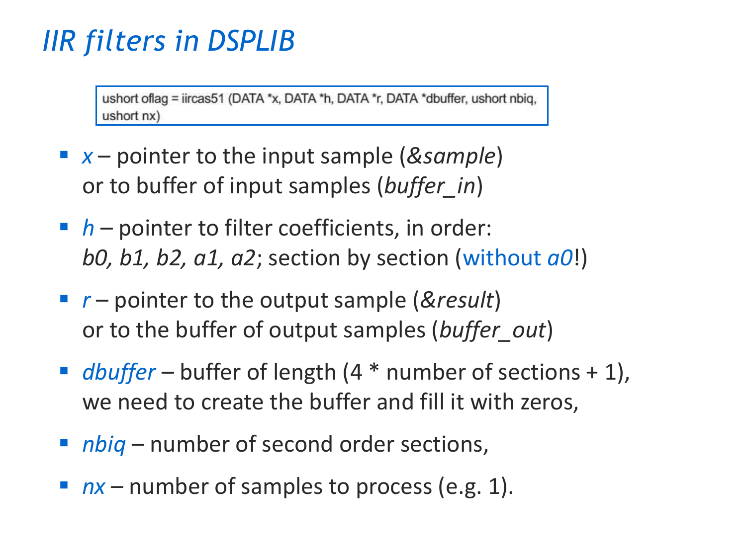# *IIR filters in DSPLIB*

```
ushort oflag = iircas51 (DATA *x, DATA *h, DATA *r, DATA *dbuffer, ushort nbiq,
ushort nx)
```

- *x* – pointer to the input sample (*&sample*) or to buffer of input samples (*buffer_in*)
- *h* – pointer to filter coefficients, in order: *b0, b1, b2, a1, a2*; section by section (without *a0*!)
- *r* – pointer to the output sample (*&result*) or to the buffer of output samples (*buffer_out*)
- *dbuffer* – buffer of length (4 * number of sections + 1), we need to create the buffer and fill it with zeros,
- *nbiq* – number of second order sections,
- *nx* – number of samples to process (e.g. 1).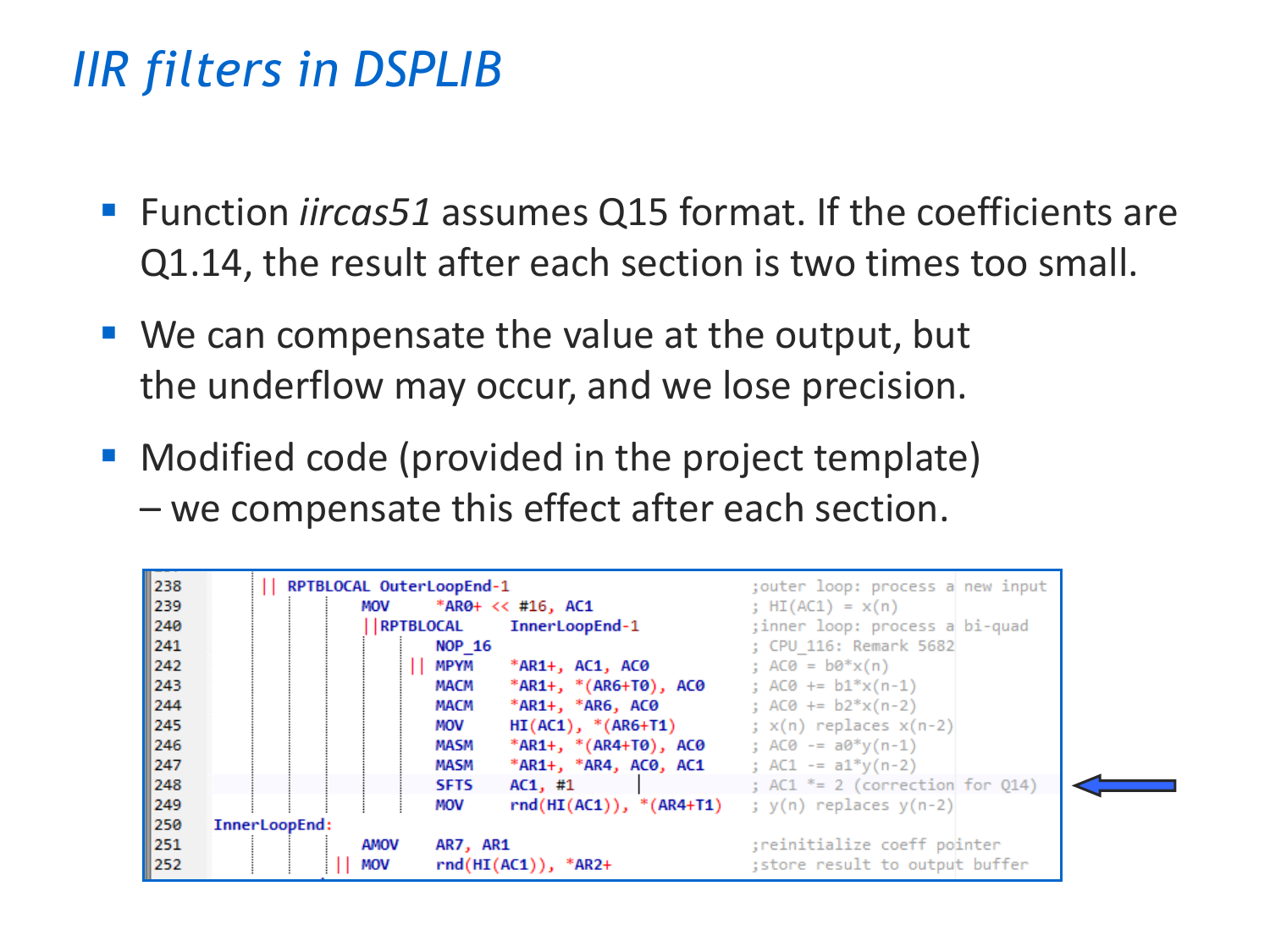# *IIR filters in DSPLIB*

- Function *iircas51* assumes Q15 format. If the coefficients are Q1.14, the result after each section is two times too small.
- We can compensate the value at the output, but the underflow may occur, and we lose precision.
- Modified code (provided in the project template) – we compensate this effect after each section.

```
238        || RPTBLOCAL OuterLoopEnd-1                    ;outer loop: process a new input
239              MOV      *AR0+ << #16, AC1               ; HI(AC1) = x(n)
240              ||RPTBLOCAL     InnerLoopEnd-1           ;inner loop: process a bi-quad
241                    NOP_16                             ; CPU_116: Remark 5682
242                 || MPYM     *AR1+, AC1, AC0           ; AC0 = b0*x(n)
243                    MACM     *AR1+, *(AR6+T0), AC0     ; AC0 += b1*x(n-1)
244                    MACM     *AR1+, *AR6, AC0          ; AC0 += b2*x(n-2)
245                    MOV      HI(AC1), *(AR6+T1)        ; x(n) replaces x(n-2)
246                    MASM     *AR1+, *(AR4+T0), AC0     ; AC0 -= a0*y(n-1)
247                    MASM     *AR1+, *AR4, AC0, AC1     ; AC1 -= a1*y(n-2)
248                    SFTS     AC1, #1                   ; AC1 *= 2 (correction for Q14)
249                    MOV      rnd(HI(AC1)), *(AR4+T1)   ; y(n) replaces y(n-2)
250   InnerLoopEnd:
251              AMOV     AR7, AR1                        ;reinitialize coeff pointer
252           || MOV      rnd(HI(AC1)), *AR2+             ;store result to output buffer
```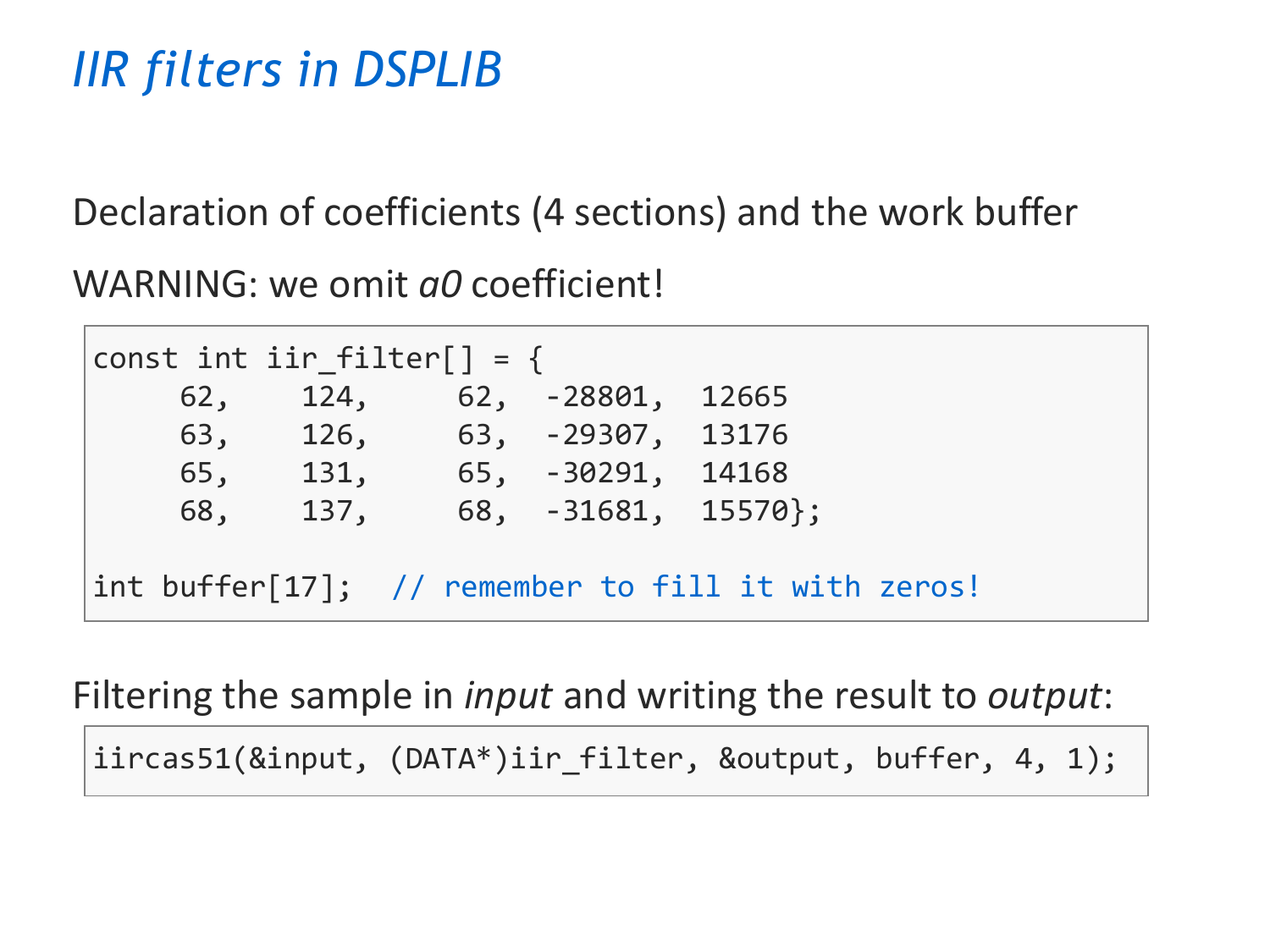# *IIR filters in DSPLIB*

Declaration of coefficients (4 sections) and the work buffer

WARNING: we omit *a0* coefficient!

```
const int iir_filter[] = {
     62,    124,     62,  -28801,  12665
     63,    126,     63,  -29307,  13176
     65,    131,     65,  -30291,  14168
     68,    137,     68,  -31681,  15570};

int buffer[17];  // remember to fill it with zeros!
```

Filtering the sample in *input* and writing the result to *output*:

```
iircas51(&input, (DATA*)iir_filter, &output, buffer, 4, 1);
```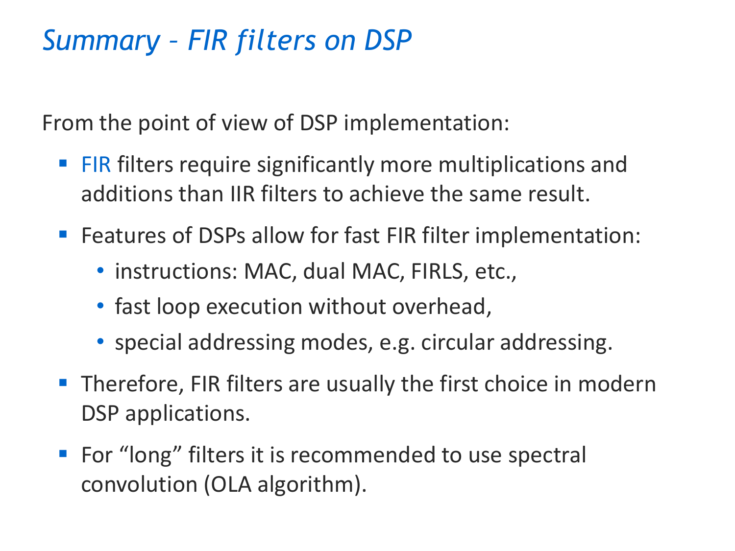# *Summary – FIR filters on DSP*

From the point of view of DSP implementation:

- FIR filters require significantly more multiplications and additions than IIR filters to achieve the same result.
- Features of DSPs allow for fast FIR filter implementation:
  - instructions: MAC, dual MAC, FIRLS, etc.,
  - fast loop execution without overhead,
  - special addressing modes, e.g. circular addressing.
- Therefore, FIR filters are usually the first choice in modern DSP applications.
- For “long” filters it is recommended to use spectral convolution (OLA algorithm).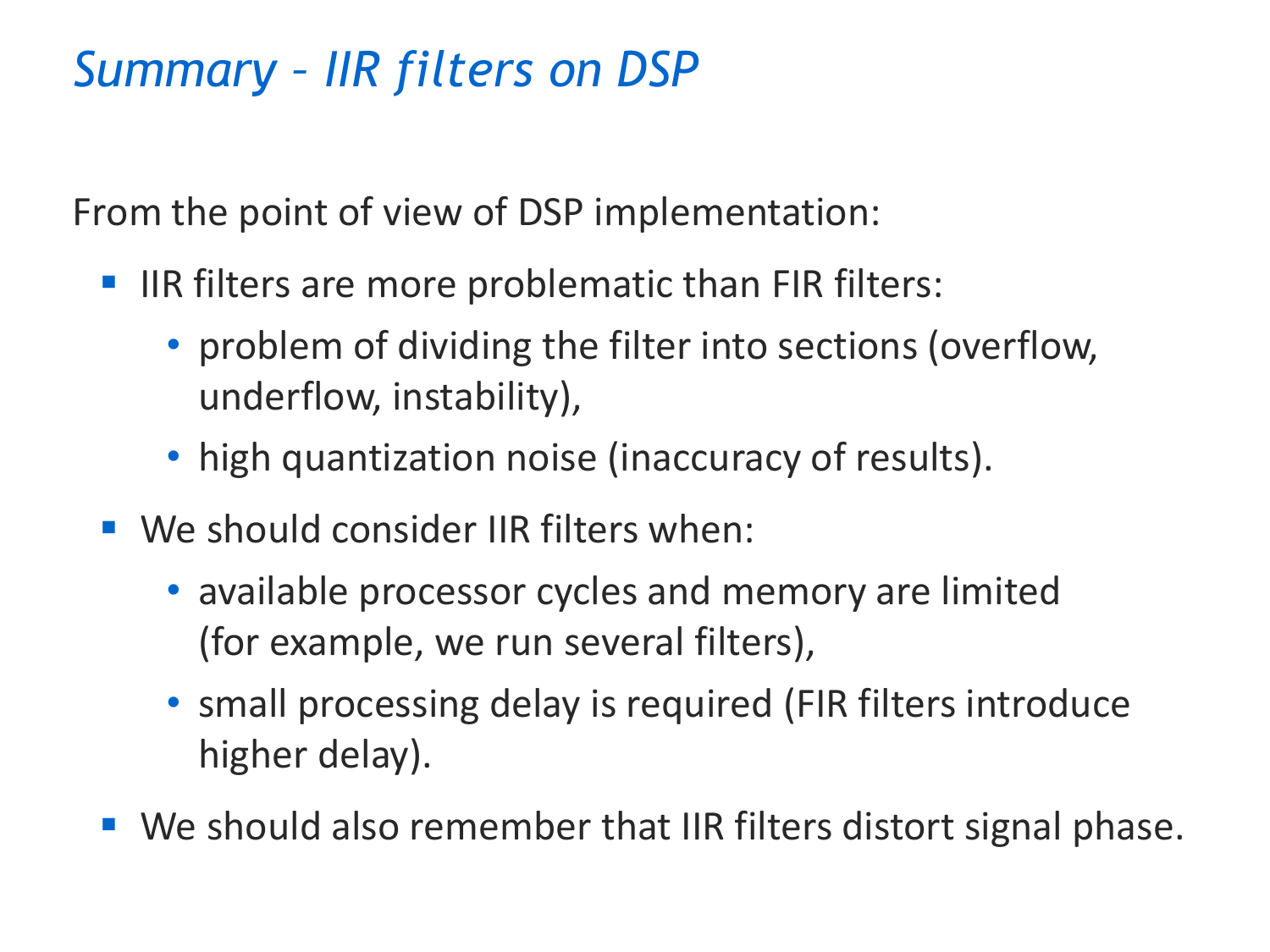# *Summary – IIR filters on DSP*

From the point of view of DSP implementation:

- IIR filters are more problematic than FIR filters:
  - problem of dividing the filter into sections (overflow, underflow, instability),
  - high quantization noise (inaccuracy of results).
- We should consider IIR filters when:
  - available processor cycles and memory are limited (for example, we run several filters),
  - small processing delay is required (FIR filters introduce higher delay).
- We should also remember that IIR filters distort signal phase.